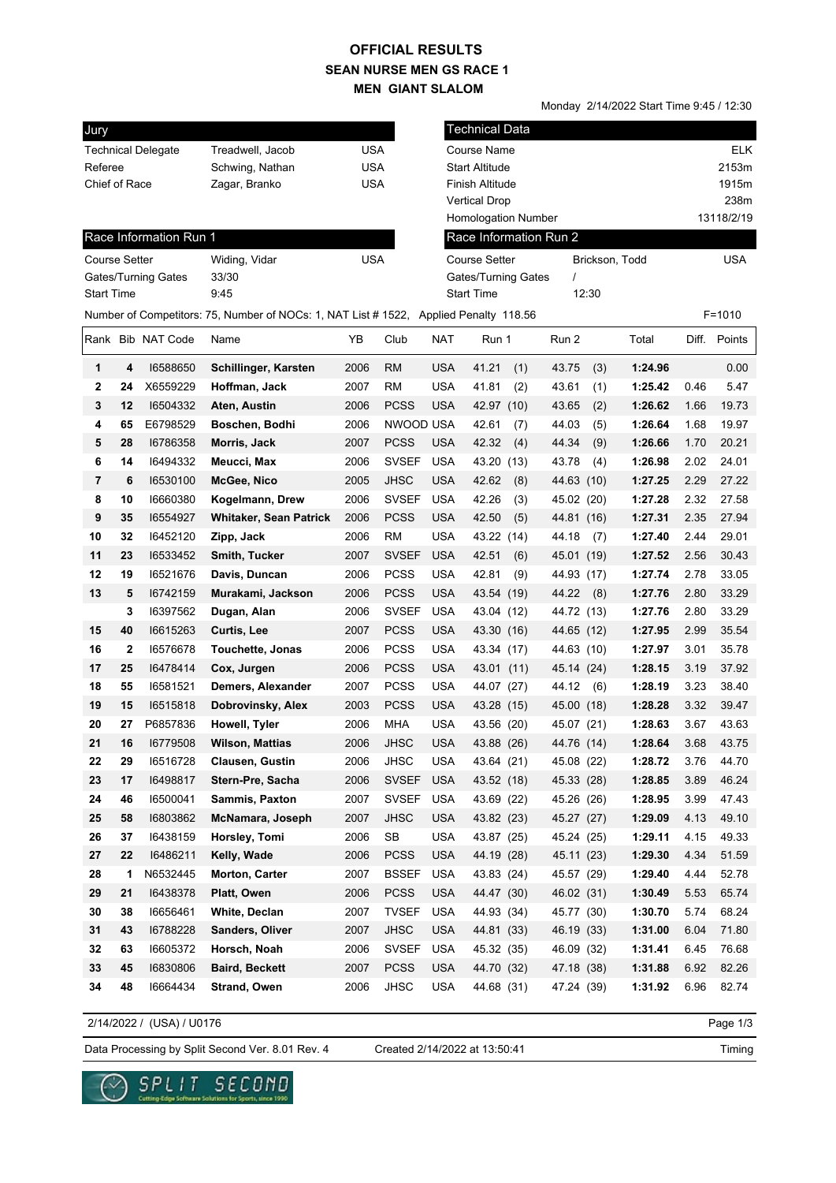# OFFICIAL RESULTS
## SEAN NURSE MEN GS RACE 1
## MEN GIANT SLALOM

Monday 2/14/2022 Start Time 9:45 / 12:30

| Jury | | |
|---|---|---|
| Technical Delegate | Treadwell, Jacob | USA |
| Referee | Schwing, Nathan | USA |
| Chief of Race | Zagar, Branko | USA |

| Technical Data | |
|---|---|
| Course Name | ELK |
| Start Altitude | 2153m |
| Finish Altitude | 1915m |
| Vertical Drop | 238m |
| Homologation Number | 13118/2/19 |

| Race Information Run 1 | | |
|---|---|---|
| Course Setter | Widing, Vidar | USA |
| Gates/Turning Gates | 33/30 | |
| Start Time | 9:45 | |

| Race Information Run 2 | | |
|---|---|---|
| Course Setter | Brickson, Todd | USA |
| Gates/Turning Gates | / | |
| Start Time | 12:30 | |

Number of Competitors: 75, Number of NOCs: 1, NAT List # 1522, Applied Penalty 118.56 F=1010

| Rank | Bib | NAT Code | Name | YB | Club | NAT | Run 1 | Run 2 | Total | Diff. | Points |
|---|---|---|---|---|---|---|---|---|---|---|---|
| 1 | 4 | I6588650 | **Schillinger, Karsten** | 2006 | RM | USA | 41.21 (1) | 43.75 (3) | **1:24.96** | | 0.00 |
| 2 | 24 | X6559229 | **Hoffman, Jack** | 2007 | RM | USA | 41.81 (2) | 43.61 (1) | **1:25.42** | 0.46 | 5.47 |
| 3 | 12 | I6504332 | **Aten, Austin** | 2006 | PCSS | USA | 42.97 (10) | 43.65 (2) | **1:26.62** | 1.66 | 19.73 |
| 4 | 65 | E6798529 | **Boschen, Bodhi** | 2006 | NWOOD | USA | 42.61 (7) | 44.03 (5) | **1:26.64** | 1.68 | 19.97 |
| 5 | 28 | I6786358 | **Morris, Jack** | 2007 | PCSS | USA | 42.32 (4) | 44.34 (9) | **1:26.66** | 1.70 | 20.21 |
| 6 | 14 | I6494332 | **Meucci, Max** | 2006 | SVSEF | USA | 43.20 (13) | 43.78 (4) | **1:26.98** | 2.02 | 24.01 |
| 7 | 6 | I6530100 | **McGee, Nico** | 2005 | JHSC | USA | 42.62 (8) | 44.63 (10) | **1:27.25** | 2.29 | 27.22 |
| 8 | 10 | I6660380 | **Kogelmann, Drew** | 2006 | SVSEF | USA | 42.26 (3) | 45.02 (20) | **1:27.28** | 2.32 | 27.58 |
| 9 | 35 | I6554927 | **Whitaker, Sean Patrick** | 2006 | PCSS | USA | 42.50 (5) | 44.81 (16) | **1:27.31** | 2.35 | 27.94 |
| 10 | 32 | I6452120 | **Zipp, Jack** | 2006 | RM | USA | 43.22 (14) | 44.18 (7) | **1:27.40** | 2.44 | 29.01 |
| 11 | 23 | I6533452 | **Smith, Tucker** | 2007 | SVSEF | USA | 42.51 (6) | 45.01 (19) | **1:27.52** | 2.56 | 30.43 |
| 12 | 19 | I6521676 | **Davis, Duncan** | 2006 | PCSS | USA | 42.81 (9) | 44.93 (17) | **1:27.74** | 2.78 | 33.05 |
| 13 | 5 | I6742159 | **Murakami, Jackson** | 2006 | PCSS | USA | 43.54 (19) | 44.22 (8) | **1:27.76** | 2.80 | 33.29 |
| | 3 | I6397562 | **Dugan, Alan** | 2006 | SVSEF | USA | 43.04 (12) | 44.72 (13) | **1:27.76** | 2.80 | 33.29 |
| 15 | 40 | I6615263 | **Curtis, Lee** | 2007 | PCSS | USA | 43.30 (16) | 44.65 (12) | **1:27.95** | 2.99 | 35.54 |
| 16 | 2 | I6576678 | **Touchette, Jonas** | 2006 | PCSS | USA | 43.34 (17) | 44.63 (10) | **1:27.97** | 3.01 | 35.78 |
| 17 | 25 | I6478414 | **Cox, Jurgen** | 2006 | PCSS | USA | 43.01 (11) | 45.14 (24) | **1:28.15** | 3.19 | 37.92 |
| 18 | 55 | I6581521 | **Demers, Alexander** | 2007 | PCSS | USA | 44.07 (27) | 44.12 (6) | **1:28.19** | 3.23 | 38.40 |
| 19 | 15 | I6515818 | **Dobrovinsky, Alex** | 2003 | PCSS | USA | 43.28 (15) | 45.00 (18) | **1:28.28** | 3.32 | 39.47 |
| 20 | 27 | P6857836 | **Howell, Tyler** | 2006 | MHA | USA | 43.56 (20) | 45.07 (21) | **1:28.63** | 3.67 | 43.63 |
| 21 | 16 | I6779508 | **Wilson, Mattias** | 2006 | JHSC | USA | 43.88 (26) | 44.76 (14) | **1:28.64** | 3.68 | 43.75 |
| 22 | 29 | I6516728 | **Clausen, Gustin** | 2006 | JHSC | USA | 43.64 (21) | 45.08 (22) | **1:28.72** | 3.76 | 44.70 |
| 23 | 17 | I6498817 | **Stern-Pre, Sacha** | 2006 | SVSEF | USA | 43.52 (18) | 45.33 (28) | **1:28.85** | 3.89 | 46.24 |
| 24 | 46 | I6500041 | **Sammis, Paxton** | 2007 | SVSEF | USA | 43.69 (22) | 45.26 (26) | **1:28.95** | 3.99 | 47.43 |
| 25 | 58 | I6803862 | **McNamara, Joseph** | 2007 | JHSC | USA | 43.82 (23) | 45.27 (27) | **1:29.09** | 4.13 | 49.10 |
| 26 | 37 | I6438159 | **Horsley, Tomi** | 2006 | SB | USA | 43.87 (25) | 45.24 (25) | **1:29.11** | 4.15 | 49.33 |
| 27 | 22 | I6486211 | **Kelly, Wade** | 2006 | PCSS | USA | 44.19 (28) | 45.11 (23) | **1:29.30** | 4.34 | 51.59 |
| 28 | 1 | N6532445 | **Morton, Carter** | 2007 | BSSEF | USA | 43.83 (24) | 45.57 (29) | **1:29.40** | 4.44 | 52.78 |
| 29 | 21 | I6438378 | **Platt, Owen** | 2006 | PCSS | USA | 44.47 (30) | 46.02 (31) | **1:30.49** | 5.53 | 65.74 |
| 30 | 38 | I6656461 | **White, Declan** | 2007 | TVSEF | USA | 44.93 (34) | 45.77 (30) | **1:30.70** | 5.74 | 68.24 |
| 31 | 43 | I6788228 | **Sanders, Oliver** | 2007 | JHSC | USA | 44.81 (33) | 46.19 (33) | **1:31.00** | 6.04 | 71.80 |
| 32 | 63 | I6605372 | **Horsch, Noah** | 2006 | SVSEF | USA | 45.32 (35) | 46.09 (32) | **1:31.41** | 6.45 | 76.68 |
| 33 | 45 | I6830806 | **Baird, Beckett** | 2007 | PCSS | USA | 44.70 (32) | 47.18 (38) | **1:31.88** | 6.92 | 82.26 |
| 34 | 48 | I6664434 | **Strand, Owen** | 2006 | JHSC | USA | 44.68 (31) | 47.24 (39) | **1:31.92** | 6.96 | 82.74 |

2/14/2022 / (USA) / U0176

Data Processing by Split Second Ver. 8.01 Rev. 4 Created 2/14/2022 at 13:50:41 Timing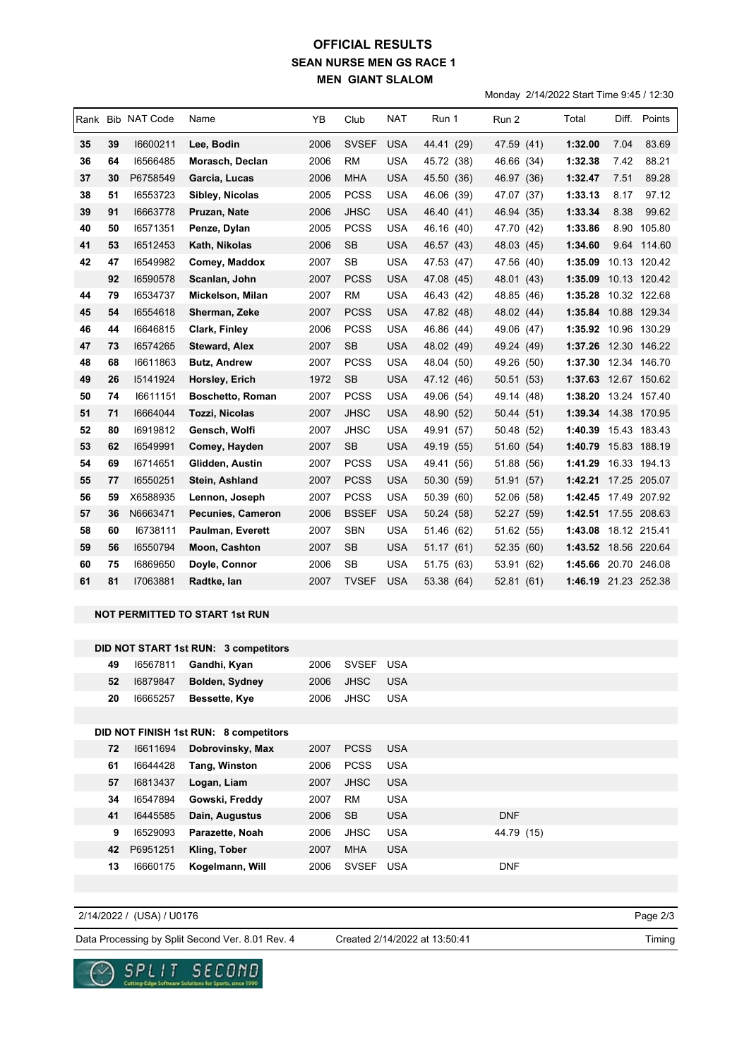# OFFICIAL RESULTS
## SEAN NURSE MEN GS RACE 1
## MEN GIANT SLALOM

Monday 2/14/2022 Start Time 9:45 / 12:30

| Rank | Bib | NAT Code | Name | YB | Club | NAT | Run 1 | Run 2 | Total | Diff. | Points |
|---|---|---|---|---|---|---|---|---|---|---|---|
| 35 | 39 | I6600211 | **Lee, Bodin** | 2006 | SVSEF | USA | 44.41 (29) | 47.59 (41) | **1:32.00** | 7.04 | 83.69 |
| 36 | 64 | I6566485 | **Morasch, Declan** | 2006 | RM | USA | 45.72 (38) | 46.66 (34) | **1:32.38** | 7.42 | 88.21 |
| 37 | 30 | P6758549 | **Garcia, Lucas** | 2006 | MHA | USA | 45.50 (36) | 46.97 (36) | **1:32.47** | 7.51 | 89.28 |
| 38 | 51 | I6553723 | **Sibley, Nicolas** | 2005 | PCSS | USA | 46.06 (39) | 47.07 (37) | **1:33.13** | 8.17 | 97.12 |
| 39 | 91 | I6663778 | **Pruzan, Nate** | 2006 | JHSC | USA | 46.40 (41) | 46.94 (35) | **1:33.34** | 8.38 | 99.62 |
| 40 | 50 | I6571351 | **Penze, Dylan** | 2005 | PCSS | USA | 46.16 (40) | 47.70 (42) | **1:33.86** | 8.90 | 105.80 |
| 41 | 53 | I6512453 | **Kath, Nikolas** | 2006 | SB | USA | 46.57 (43) | 48.03 (45) | **1:34.60** | 9.64 | 114.60 |
| 42 | 47 | I6549982 | **Comey, Maddox** | 2007 | SB | USA | 47.53 (47) | 47.56 (40) | **1:35.09** | 10.13 | 120.42 |
| | 92 | I6590578 | **Scanlan, John** | 2007 | PCSS | USA | 47.08 (45) | 48.01 (43) | **1:35.09** | 10.13 | 120.42 |
| 44 | 79 | I6534737 | **Mickelson, Milan** | 2007 | RM | USA | 46.43 (42) | 48.85 (46) | **1:35.28** | 10.32 | 122.68 |
| 45 | 54 | I6554618 | **Sherman, Zeke** | 2007 | PCSS | USA | 47.82 (48) | 48.02 (44) | **1:35.84** | 10.88 | 129.34 |
| 46 | 44 | I6646815 | **Clark, Finley** | 2006 | PCSS | USA | 46.86 (44) | 49.06 (47) | **1:35.92** | 10.96 | 130.29 |
| 47 | 73 | I6574265 | **Steward, Alex** | 2007 | SB | USA | 48.02 (49) | 49.24 (49) | **1:37.26** | 12.30 | 146.22 |
| 48 | 68 | I6611863 | **Butz, Andrew** | 2007 | PCSS | USA | 48.04 (50) | 49.26 (50) | **1:37.30** | 12.34 | 146.70 |
| 49 | 26 | I5141924 | **Horsley, Erich** | 1972 | SB | USA | 47.12 (46) | 50.51 (53) | **1:37.63** | 12.67 | 150.62 |
| 50 | 74 | I6611151 | **Boschetto, Roman** | 2007 | PCSS | USA | 49.06 (54) | 49.14 (48) | **1:38.20** | 13.24 | 157.40 |
| 51 | 71 | I6664044 | **Tozzi, Nicolas** | 2007 | JHSC | USA | 48.90 (52) | 50.44 (51) | **1:39.34** | 14.38 | 170.95 |
| 52 | 80 | I6919812 | **Gensch, Wolfi** | 2007 | JHSC | USA | 49.91 (57) | 50.48 (52) | **1:40.39** | 15.43 | 183.43 |
| 53 | 62 | I6549991 | **Comey, Hayden** | 2007 | SB | USA | 49.19 (55) | 51.60 (54) | **1:40.79** | 15.83 | 188.19 |
| 54 | 69 | I6714651 | **Glidden, Austin** | 2007 | PCSS | USA | 49.41 (56) | 51.88 (56) | **1:41.29** | 16.33 | 194.13 |
| 55 | 77 | I6550251 | **Stein, Ashland** | 2007 | PCSS | USA | 50.30 (59) | 51.91 (57) | **1:42.21** | 17.25 | 205.07 |
| 56 | 59 | X6588935 | **Lennon, Joseph** | 2007 | PCSS | USA | 50.39 (60) | 52.06 (58) | **1:42.45** | 17.49 | 207.92 |
| 57 | 36 | N6663471 | **Pecunies, Cameron** | 2006 | BSSEF | USA | 50.24 (58) | 52.27 (59) | **1:42.51** | 17.55 | 208.63 |
| 58 | 60 | I6738111 | **Paulman, Everett** | 2007 | SBN | USA | 51.46 (62) | 51.62 (55) | **1:43.08** | 18.12 | 215.41 |
| 59 | 56 | I6550794 | **Moon, Cashton** | 2007 | SB | USA | 51.17 (61) | 52.35 (60) | **1:43.52** | 18.56 | 220.64 |
| 60 | 75 | I6869650 | **Doyle, Connor** | 2006 | SB | USA | 51.75 (63) | 53.91 (62) | **1:45.66** | 20.70 | 246.08 |
| 61 | 81 | I7063881 | **Radtke, Ian** | 2007 | TVSEF | USA | 53.38 (64) | 52.81 (61) | **1:46.19** | 21.23 | 252.38 |

**NOT PERMITTED TO START 1st RUN**

**DID NOT START 1st RUN: 3 competitors**

| Bib | NAT Code | Name | YB | Club | NAT | Run 2 |
|---|---|---|---|---|---|---|
| 49 | I6567811 | **Gandhi, Kyan** | 2006 | SVSEF | USA | |
| 52 | I6879847 | **Bolden, Sydney** | 2006 | JHSC | USA | |
| 20 | I6665257 | **Bessette, Kye** | 2006 | JHSC | USA | |

**DID NOT FINISH 1st RUN: 8 competitors**

| Bib | NAT Code | Name | YB | Club | NAT | Run 2 |
|---|---|---|---|---|---|---|
| 72 | I6611694 | **Dobrovinsky, Max** | 2007 | PCSS | USA | |
| 61 | I6644428 | **Tang, Winston** | 2006 | PCSS | USA | |
| 57 | I6813437 | **Logan, Liam** | 2007 | JHSC | USA | |
| 34 | I6547894 | **Gowski, Freddy** | 2007 | RM | USA | |
| 41 | I6445585 | **Dain, Augustus** | 2006 | SB | USA | DNF |
| 9 | I6529093 | **Parazette, Noah** | 2006 | JHSC | USA | 44.79 (15) |
| 42 | P6951251 | **Kling, Tober** | 2007 | MHA | USA | |
| 13 | I6660175 | **Kogelmann, Will** | 2006 | SVSEF | USA | DNF |

2/14/2022 / (USA) / U0176

Data Processing by Split Second Ver. 8.01 Rev. 4 Created 2/14/2022 at 13:50:41 Timing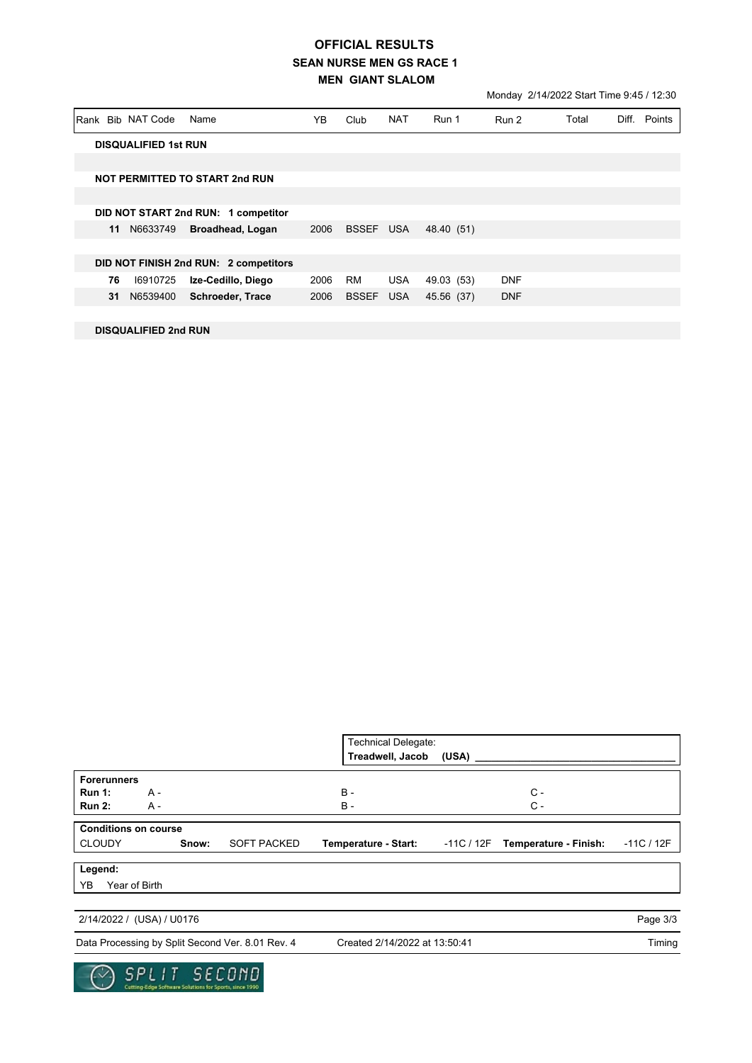# OFFICIAL RESULTS

## SEAN NURSE MEN GS RACE 1

### MEN GIANT SLALOM

Monday 2/14/2022 Start Time 9:45 / 12:30

| Rank | Bib | NAT Code | Name | YB | Club | NAT | Run 1 | Run 2 | Total | Diff. | Points |
|---|---|---|---|---|---|---|---|---|---|---|---|
| **DISQUALIFIED 1st RUN** | | | | | | | | | | | |
| **NOT PERMITTED TO START 2nd RUN** | | | | | | | | | | | |
| **DID NOT START 2nd RUN: 1 competitor** | | | | | | | | | | | |
| | **11** | N6633749 | **Broadhead, Logan** | 2006 | BSSEF | USA | 48.40 (51) | | | | |
| **DID NOT FINISH 2nd RUN: 2 competitors** | | | | | | | | | | | |
| | **76** | I6910725 | **Ize-Cedillo, Diego** | 2006 | RM | USA | 49.03 (53) | DNF | | | |
| | **31** | N6539400 | **Schroeder, Trace** | 2006 | BSSEF | USA | 45.56 (37) | DNF | | | |
| **DISQUALIFIED 2nd RUN** | | | | | | | | | | | |

Technical Delegate: **Treadwell, Jacob (USA)** ___________________________

**Forerunners**

| | | | |
|---|---|---|---|
| **Run 1:** | A - | B - | C - |
| **Run 2:** | A - | B - | C - |

**Conditions on course**

| | | | | | | |
|---|---|---|---|---|---|---|
| CLOUDY | **Snow:** SOFT PACKED | **Temperature - Start:** | -11C / 12F | **Temperature - Finish:** | -11C / 12F | |

**Legend:**

YB Year of Birth

2/14/2022 / (USA) / U0176

Data Processing by Split Second Ver. 8.01 Rev. 4 — Created 2/14/2022 at 13:50:41 — Timing